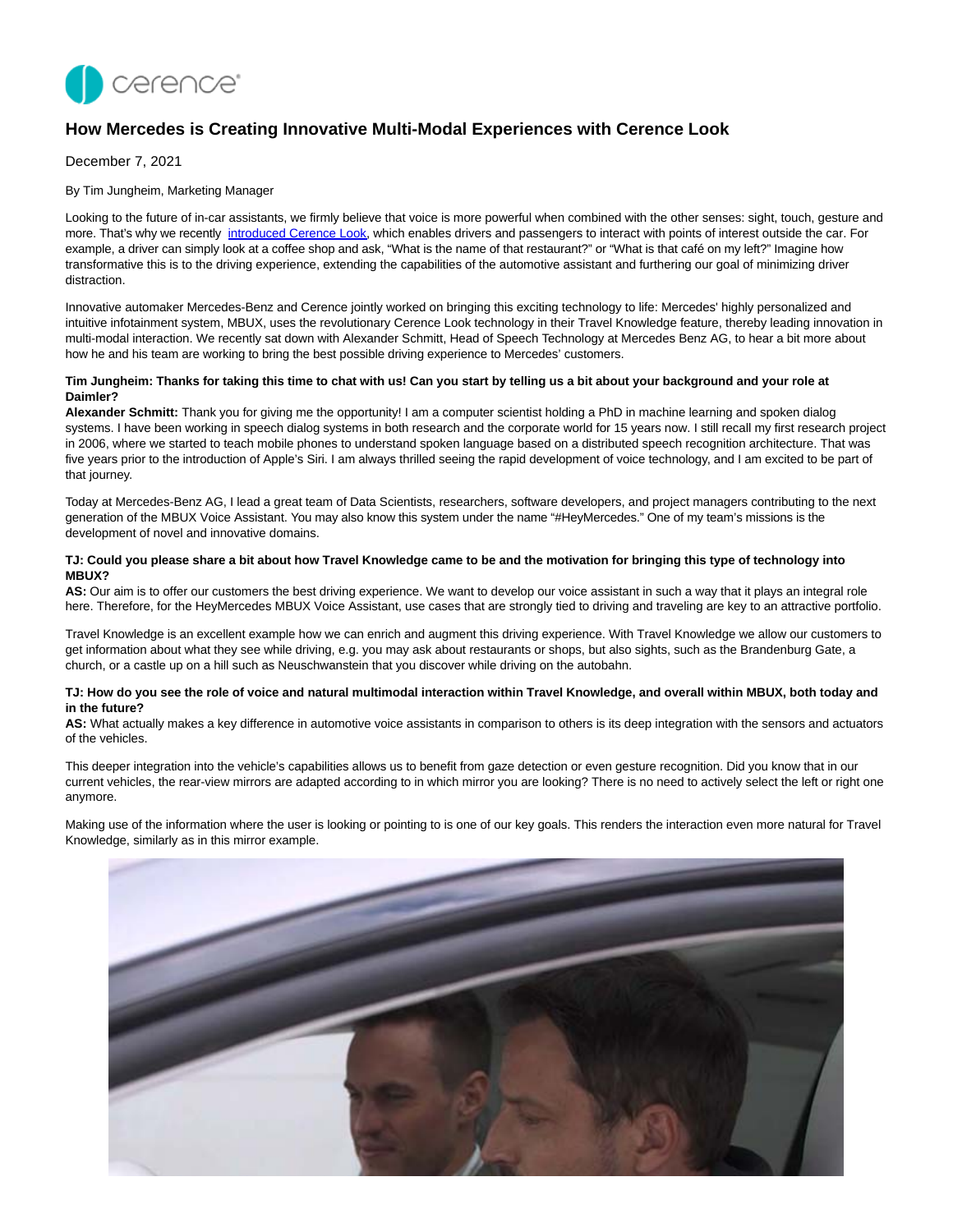# How Mercedes is Creating Innovative Multi-Modal Experiences with Cerence Look

December 7, 2021

By Tim Jungheim, Marketing Manager

Looking to the future of in-car assistants, we firmly believe that voice is more powerful when combined with the other senses: sight, touch, gesture and more. That's why we recently [introduced Cerence Look](), which enables drivers and passengers to interact with points of interest outside the car. For example, a driver can simply look at a coffee shop and ask, "What is the name of that restaurant?" or "What is that café on my left?" Imagine how transformative this is to the driving experience, extending the capabilities of the automotive assistant and furthering our goal of minimizing driver distraction.

Innovative automaker Mercedes-Benz and Cerence jointly worked on bringing this exciting technology to life: Mercedes' highly personalized and intuitive infotainment system, MBUX, uses the revolutionary Cerence Look technology in their Travel Knowledge feature, thereby leading innovation in multi-modal interaction. We recently sat down with Alexander Schmitt, Head of Speech Technology at Mercedes Benz AG, to hear a bit more about how he and his team are working to bring the best possible driving experience to Mercedes' customers.

**Tim Jungheim: Thanks for taking this time to chat with us! Can you start by telling us a bit about your background and your role at Daimler?**

**Alexander Schmitt:** Thank you for giving me the opportunity! I am a computer scientist holding a PhD in machine learning and spoken dialog systems. I have been working in speech dialog systems in both research and the corporate world for 15 years now. I still recall my first research project in 2006, where we started to teach mobile phones to understand spoken language based on a distributed speech recognition architecture. That was five years prior to the introduction of Apple's Siri. I am always thrilled seeing the rapid development of voice technology, and I am excited to be part of that journey.

Today at Mercedes-Benz AG, I lead a great team of Data Scientists, researchers, software developers, and project managers contributing to the next generation of the MBUX Voice Assistant. You may also know this system under the name "#HeyMercedes." One of my team's missions is the development of novel and innovative domains.

**TJ: Could you please share a bit about how Travel Knowledge came to be and the motivation for bringing this type of technology into MBUX?**

**AS:** Our aim is to offer our customers the best driving experience. We want to develop our voice assistant in such a way that it plays an integral role here. Therefore, for the HeyMercedes MBUX Voice Assistant, use cases that are strongly tied to driving and traveling are key to an attractive portfolio.

Travel Knowledge is an excellent example how we can enrich and augment this driving experience. With Travel Knowledge we allow our customers to get information about what they see while driving, e.g. you may ask about restaurants or shops, but also sights, such as the Brandenburg Gate, a church, or a castle up on a hill such as Neuschwanstein that you discover while driving on the autobahn.

**TJ: How do you see the role of voice and natural multimodal interaction within Travel Knowledge, and overall within MBUX, both today and in the future?**

**AS:** What actually makes a key difference in automotive voice assistants in comparison to others is its deep integration with the sensors and actuators of the vehicles.

This deeper integration into the vehicle's capabilities allows us to benefit from gaze detection or even gesture recognition. Did you know that in our current vehicles, the rear-view mirrors are adapted according to in which mirror you are looking? There is no need to actively select the left or right one anymore.

Making use of the information where the user is looking or pointing to is one of our key goals. This renders the interaction even more natural for Travel Knowledge, similarly as in this mirror example.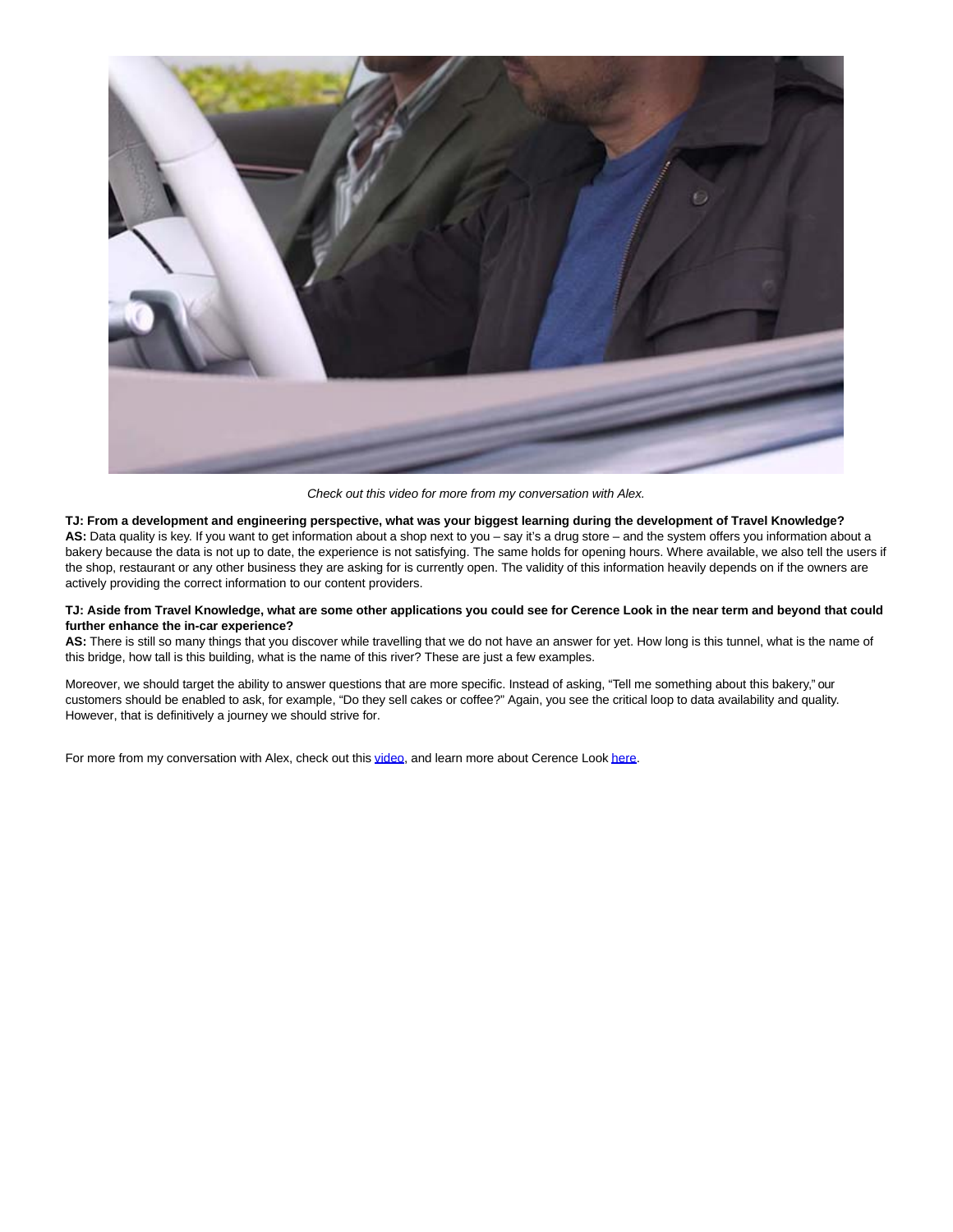*Check out this video for more from my conversation with Alex.*

**TJ: From a development and engineering perspective, what was your biggest learning during the development of Travel Knowledge?**
**AS:** Data quality is key. If you want to get information about a shop next to you – say it's a drug store – and the system offers you information about a bakery because the data is not up to date, the experience is not satisfying. The same holds for opening hours. Where available, we also tell the users if the shop, restaurant or any other business they are asking for is currently open. The validity of this information heavily depends on if the owners are actively providing the correct information to our content providers.

**TJ: Aside from Travel Knowledge, what are some other applications you could see for Cerence Look in the near term and beyond that could further enhance the in-car experience?**
**AS:** There is still so many things that you discover while travelling that we do not have an answer for yet. How long is this tunnel, what is the name of this bridge, how tall is this building, what is the name of this river? These are just a few examples.

Moreover, we should target the ability to answer questions that are more specific. Instead of asking, "Tell me something about this bakery," our customers should be enabled to ask, for example, "Do they sell cakes or coffee?" Again, you see the critical loop to data availability and quality. However, that is definitively a journey we should strive for.

For more from my conversation with Alex, check out this video, and learn more about Cerence Look here.